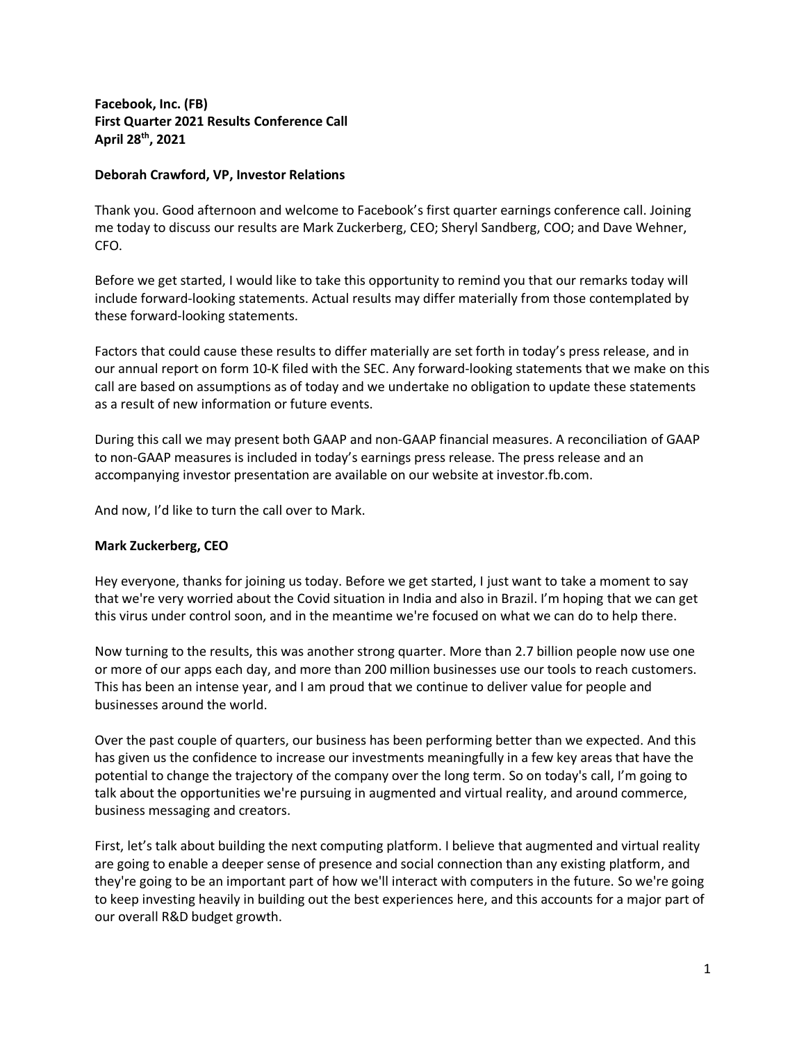**Facebook, Inc. (FB)**
**First Quarter 2021 Results Conference Call**
**April 28th, 2021**

**Deborah Crawford, VP, Investor Relations**

Thank you. Good afternoon and welcome to Facebook's first quarter earnings conference call. Joining me today to discuss our results are Mark Zuckerberg, CEO; Sheryl Sandberg, COO; and Dave Wehner, CFO.

Before we get started, I would like to take this opportunity to remind you that our remarks today will include forward-looking statements. Actual results may differ materially from those contemplated by these forward-looking statements.

Factors that could cause these results to differ materially are set forth in today's press release, and in our annual report on form 10-K filed with the SEC. Any forward-looking statements that we make on this call are based on assumptions as of today and we undertake no obligation to update these statements as a result of new information or future events.

During this call we may present both GAAP and non-GAAP financial measures. A reconciliation of GAAP to non-GAAP measures is included in today's earnings press release. The press release and an accompanying investor presentation are available on our website at investor.fb.com.

And now, I'd like to turn the call over to Mark.

**Mark Zuckerberg, CEO**

Hey everyone, thanks for joining us today. Before we get started, I just want to take a moment to say that we're very worried about the Covid situation in India and also in Brazil. I'm hoping that we can get this virus under control soon, and in the meantime we're focused on what we can do to help there.

Now turning to the results, this was another strong quarter. More than 2.7 billion people now use one or more of our apps each day, and more than 200 million businesses use our tools to reach customers. This has been an intense year, and I am proud that we continue to deliver value for people and businesses around the world.

Over the past couple of quarters, our business has been performing better than we expected. And this has given us the confidence to increase our investments meaningfully in a few key areas that have the potential to change the trajectory of the company over the long term. So on today's call, I'm going to talk about the opportunities we're pursuing in augmented and virtual reality, and around commerce, business messaging and creators.

First, let's talk about building the next computing platform. I believe that augmented and virtual reality are going to enable a deeper sense of presence and social connection than any existing platform, and they're going to be an important part of how we'll interact with computers in the future. So we're going to keep investing heavily in building out the best experiences here, and this accounts for a major part of our overall R&D budget growth.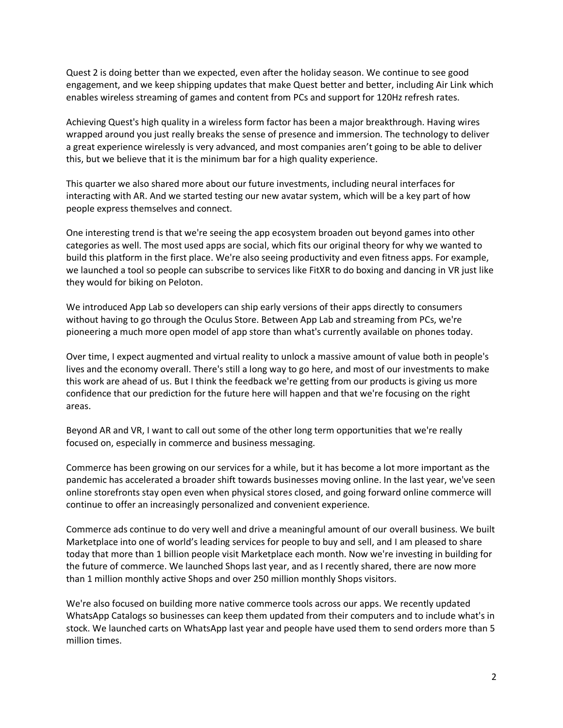Quest 2 is doing better than we expected, even after the holiday season. We continue to see good engagement, and we keep shipping updates that make Quest better and better, including Air Link which enables wireless streaming of games and content from PCs and support for 120Hz refresh rates.

Achieving Quest's high quality in a wireless form factor has been a major breakthrough. Having wires wrapped around you just really breaks the sense of presence and immersion. The technology to deliver a great experience wirelessly is very advanced, and most companies aren't going to be able to deliver this, but we believe that it is the minimum bar for a high quality experience.

This quarter we also shared more about our future investments, including neural interfaces for interacting with AR. And we started testing our new avatar system, which will be a key part of how people express themselves and connect.

One interesting trend is that we're seeing the app ecosystem broaden out beyond games into other categories as well. The most used apps are social, which fits our original theory for why we wanted to build this platform in the first place. We're also seeing productivity and even fitness apps. For example, we launched a tool so people can subscribe to services like FitXR to do boxing and dancing in VR just like they would for biking on Peloton.

We introduced App Lab so developers can ship early versions of their apps directly to consumers without having to go through the Oculus Store. Between App Lab and streaming from PCs, we're pioneering a much more open model of app store than what's currently available on phones today.

Over time, I expect augmented and virtual reality to unlock a massive amount of value both in people's lives and the economy overall. There's still a long way to go here, and most of our investments to make this work are ahead of us. But I think the feedback we're getting from our products is giving us more confidence that our prediction for the future here will happen and that we're focusing on the right areas.

Beyond AR and VR, I want to call out some of the other long term opportunities that we're really focused on, especially in commerce and business messaging.

Commerce has been growing on our services for a while, but it has become a lot more important as the pandemic has accelerated a broader shift towards businesses moving online. In the last year, we've seen online storefronts stay open even when physical stores closed, and going forward online commerce will continue to offer an increasingly personalized and convenient experience.

Commerce ads continue to do very well and drive a meaningful amount of our overall business. We built Marketplace into one of world's leading services for people to buy and sell, and I am pleased to share today that more than 1 billion people visit Marketplace each month. Now we're investing in building for the future of commerce. We launched Shops last year, and as I recently shared, there are now more than 1 million monthly active Shops and over 250 million monthly Shops visitors.

We're also focused on building more native commerce tools across our apps. We recently updated WhatsApp Catalogs so businesses can keep them updated from their computers and to include what's in stock. We launched carts on WhatsApp last year and people have used them to send orders more than 5 million times.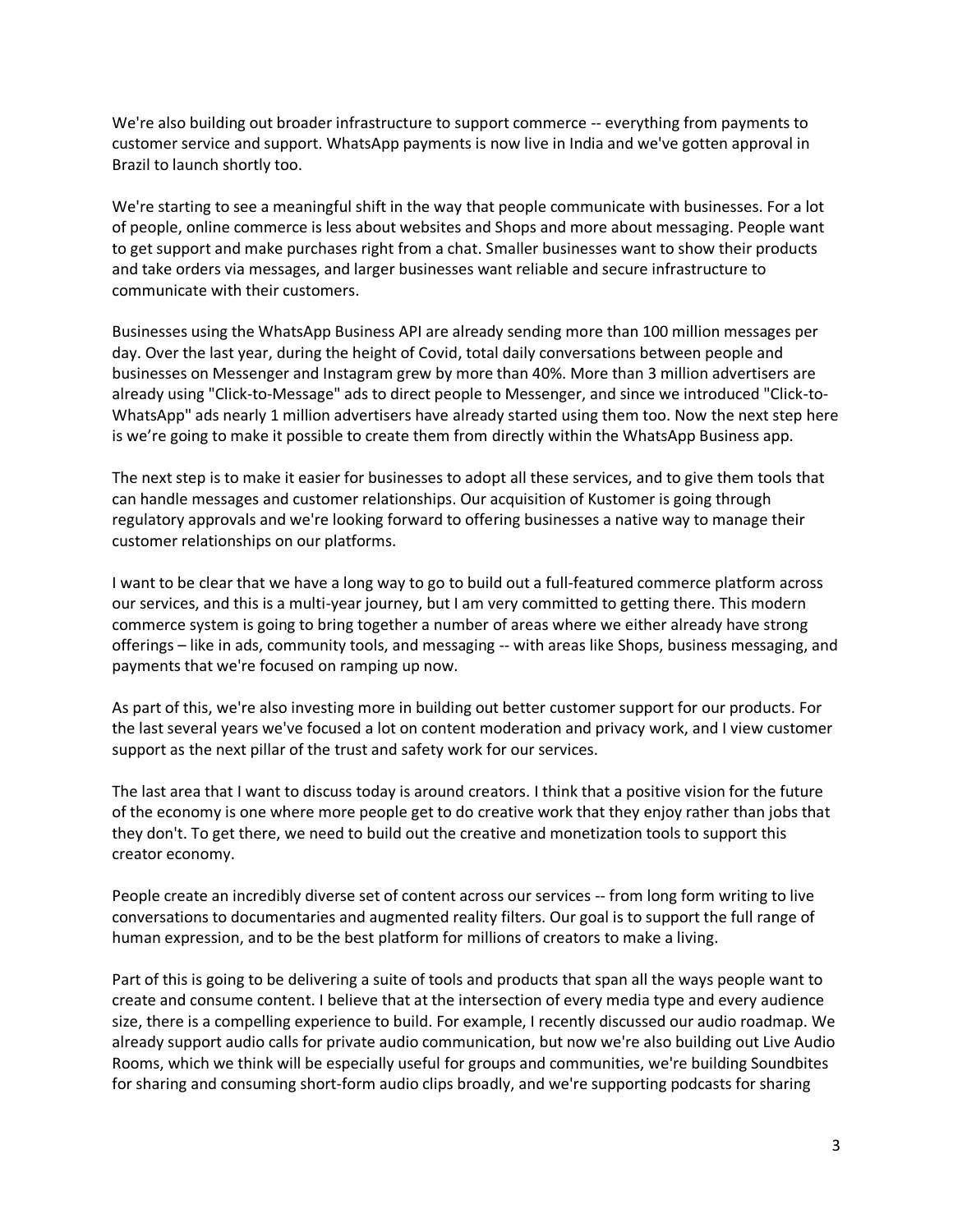We're also building out broader infrastructure to support commerce -- everything from payments to customer service and support. WhatsApp payments is now live in India and we've gotten approval in Brazil to launch shortly too.

We're starting to see a meaningful shift in the way that people communicate with businesses. For a lot of people, online commerce is less about websites and Shops and more about messaging. People want to get support and make purchases right from a chat. Smaller businesses want to show their products and take orders via messages, and larger businesses want reliable and secure infrastructure to communicate with their customers.

Businesses using the WhatsApp Business API are already sending more than 100 million messages per day. Over the last year, during the height of Covid, total daily conversations between people and businesses on Messenger and Instagram grew by more than 40%. More than 3 million advertisers are already using "Click-to-Message" ads to direct people to Messenger, and since we introduced "Click-to-WhatsApp" ads nearly 1 million advertisers have already started using them too. Now the next step here is we're going to make it possible to create them from directly within the WhatsApp Business app.

The next step is to make it easier for businesses to adopt all these services, and to give them tools that can handle messages and customer relationships. Our acquisition of Kustomer is going through regulatory approvals and we're looking forward to offering businesses a native way to manage their customer relationships on our platforms.

I want to be clear that we have a long way to go to build out a full-featured commerce platform across our services, and this is a multi-year journey, but I am very committed to getting there. This modern commerce system is going to bring together a number of areas where we either already have strong offerings – like in ads, community tools, and messaging -- with areas like Shops, business messaging, and payments that we're focused on ramping up now.

As part of this, we're also investing more in building out better customer support for our products. For the last several years we've focused a lot on content moderation and privacy work, and I view customer support as the next pillar of the trust and safety work for our services.

The last area that I want to discuss today is around creators. I think that a positive vision for the future of the economy is one where more people get to do creative work that they enjoy rather than jobs that they don't. To get there, we need to build out the creative and monetization tools to support this creator economy.

People create an incredibly diverse set of content across our services -- from long form writing to live conversations to documentaries and augmented reality filters. Our goal is to support the full range of human expression, and to be the best platform for millions of creators to make a living.

Part of this is going to be delivering a suite of tools and products that span all the ways people want to create and consume content. I believe that at the intersection of every media type and every audience size, there is a compelling experience to build. For example, I recently discussed our audio roadmap. We already support audio calls for private audio communication, but now we're also building out Live Audio Rooms, which we think will be especially useful for groups and communities, we're building Soundbites for sharing and consuming short-form audio clips broadly, and we're supporting podcasts for sharing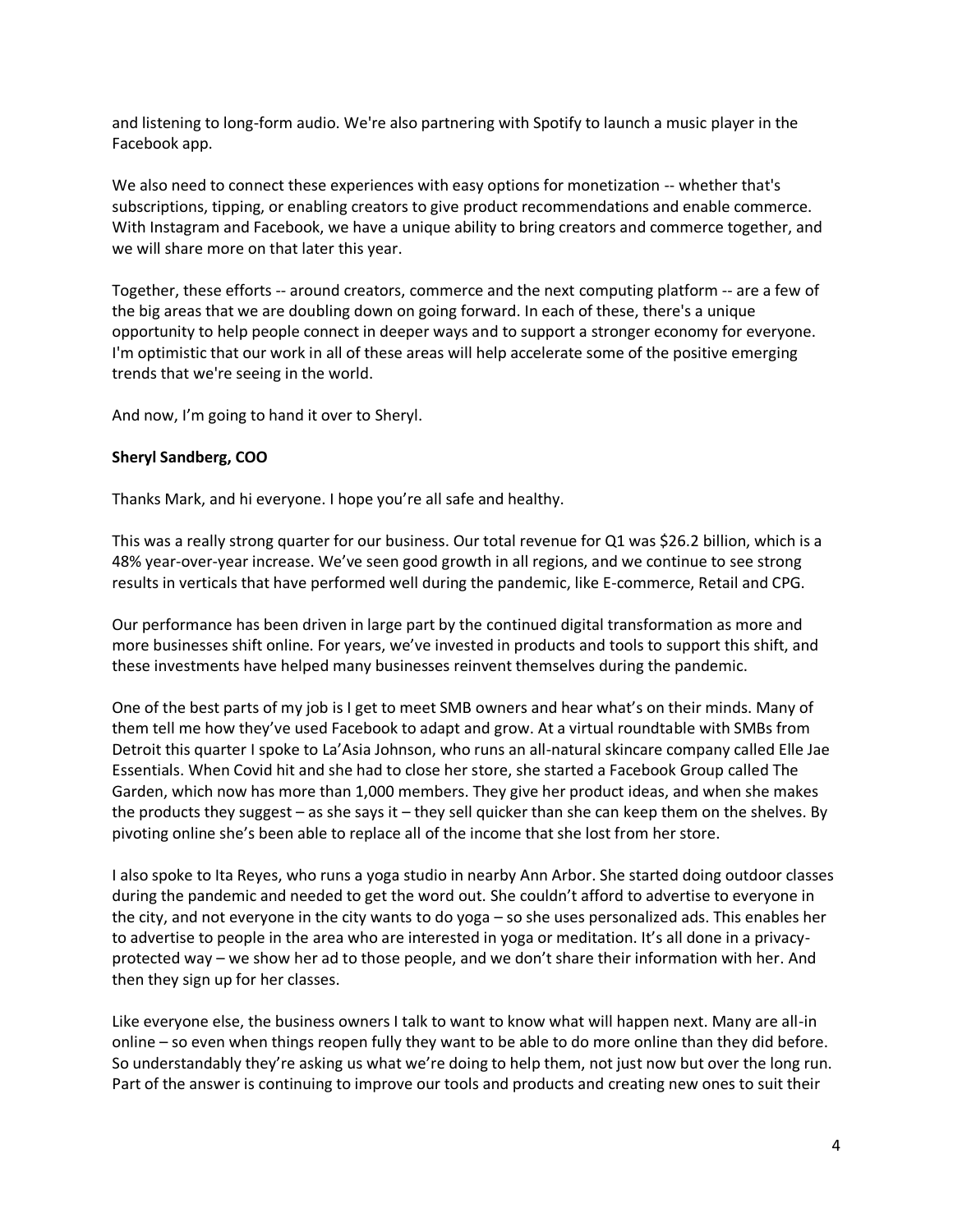and listening to long-form audio. We're also partnering with Spotify to launch a music player in the Facebook app.

We also need to connect these experiences with easy options for monetization -- whether that's subscriptions, tipping, or enabling creators to give product recommendations and enable commerce. With Instagram and Facebook, we have a unique ability to bring creators and commerce together, and we will share more on that later this year.

Together, these efforts -- around creators, commerce and the next computing platform -- are a few of the big areas that we are doubling down on going forward. In each of these, there's a unique opportunity to help people connect in deeper ways and to support a stronger economy for everyone. I'm optimistic that our work in all of these areas will help accelerate some of the positive emerging trends that we're seeing in the world.

And now, I'm going to hand it over to Sheryl.

**Sheryl Sandberg, COO**

Thanks Mark, and hi everyone. I hope you're all safe and healthy.

This was a really strong quarter for our business. Our total revenue for Q1 was $26.2 billion, which is a 48% year-over-year increase. We've seen good growth in all regions, and we continue to see strong results in verticals that have performed well during the pandemic, like E-commerce, Retail and CPG.

Our performance has been driven in large part by the continued digital transformation as more and more businesses shift online. For years, we've invested in products and tools to support this shift, and these investments have helped many businesses reinvent themselves during the pandemic.

One of the best parts of my job is I get to meet SMB owners and hear what's on their minds. Many of them tell me how they've used Facebook to adapt and grow. At a virtual roundtable with SMBs from Detroit this quarter I spoke to La'Asia Johnson, who runs an all-natural skincare company called Elle Jae Essentials. When Covid hit and she had to close her store, she started a Facebook Group called The Garden, which now has more than 1,000 members. They give her product ideas, and when she makes the products they suggest – as she says it – they sell quicker than she can keep them on the shelves. By pivoting online she's been able to replace all of the income that she lost from her store.

I also spoke to Ita Reyes, who runs a yoga studio in nearby Ann Arbor. She started doing outdoor classes during the pandemic and needed to get the word out. She couldn't afford to advertise to everyone in the city, and not everyone in the city wants to do yoga – so she uses personalized ads. This enables her to advertise to people in the area who are interested in yoga or meditation. It's all done in a privacy-protected way – we show her ad to those people, and we don't share their information with her. And then they sign up for her classes.

Like everyone else, the business owners I talk to want to know what will happen next. Many are all-in online – so even when things reopen fully they want to be able to do more online than they did before. So understandably they're asking us what we're doing to help them, not just now but over the long run. Part of the answer is continuing to improve our tools and products and creating new ones to suit their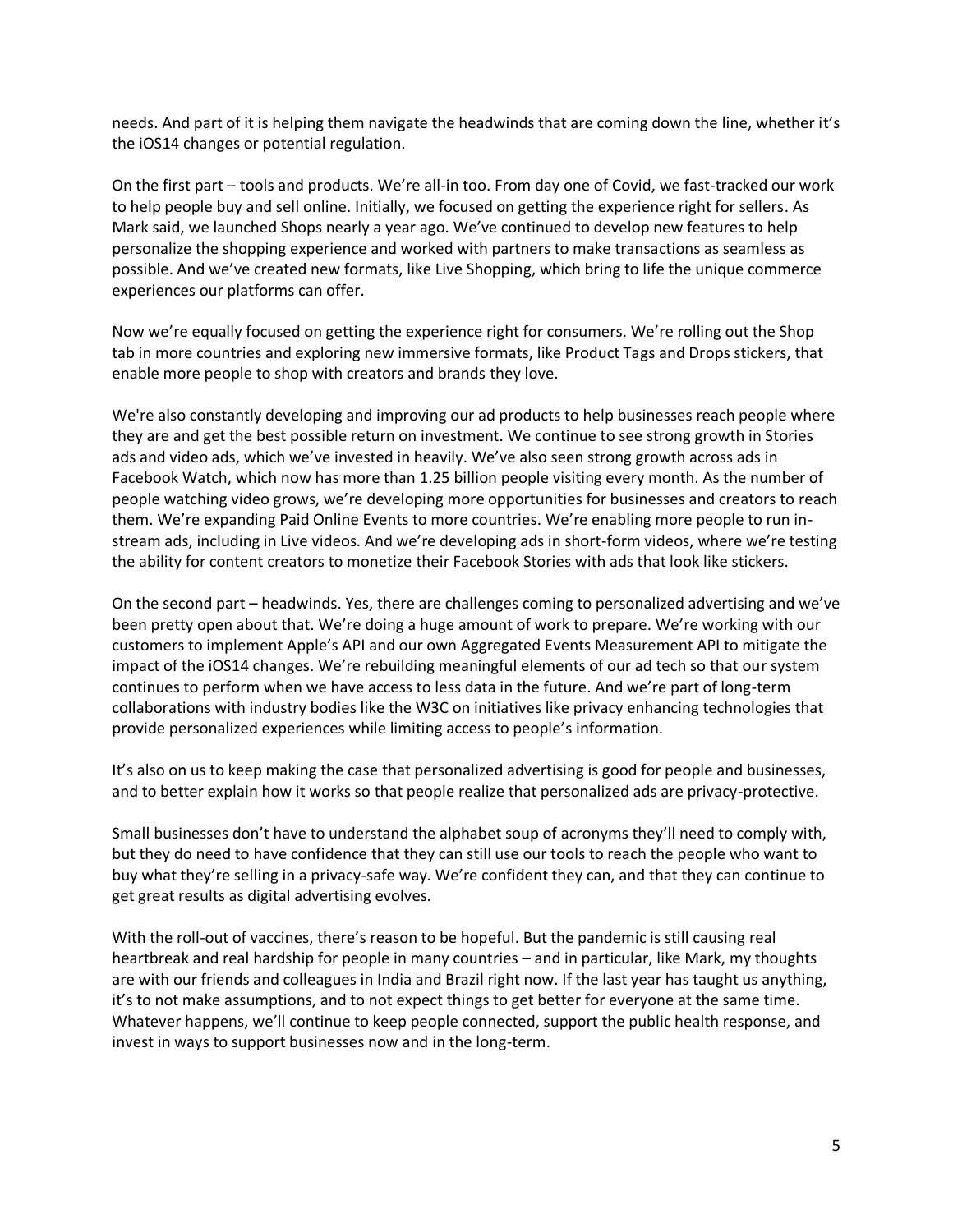needs. And part of it is helping them navigate the headwinds that are coming down the line, whether it's the iOS14 changes or potential regulation.

On the first part – tools and products. We're all-in too. From day one of Covid, we fast-tracked our work to help people buy and sell online. Initially, we focused on getting the experience right for sellers. As Mark said, we launched Shops nearly a year ago. We've continued to develop new features to help personalize the shopping experience and worked with partners to make transactions as seamless as possible. And we've created new formats, like Live Shopping, which bring to life the unique commerce experiences our platforms can offer.

Now we're equally focused on getting the experience right for consumers. We're rolling out the Shop tab in more countries and exploring new immersive formats, like Product Tags and Drops stickers, that enable more people to shop with creators and brands they love.

We're also constantly developing and improving our ad products to help businesses reach people where they are and get the best possible return on investment. We continue to see strong growth in Stories ads and video ads, which we've invested in heavily. We've also seen strong growth across ads in Facebook Watch, which now has more than 1.25 billion people visiting every month. As the number of people watching video grows, we're developing more opportunities for businesses and creators to reach them. We're expanding Paid Online Events to more countries. We're enabling more people to run in-stream ads, including in Live videos. And we're developing ads in short-form videos, where we're testing the ability for content creators to monetize their Facebook Stories with ads that look like stickers.

On the second part – headwinds. Yes, there are challenges coming to personalized advertising and we've been pretty open about that. We're doing a huge amount of work to prepare. We're working with our customers to implement Apple's API and our own Aggregated Events Measurement API to mitigate the impact of the iOS14 changes. We're rebuilding meaningful elements of our ad tech so that our system continues to perform when we have access to less data in the future. And we're part of long-term collaborations with industry bodies like the W3C on initiatives like privacy enhancing technologies that provide personalized experiences while limiting access to people's information.

It's also on us to keep making the case that personalized advertising is good for people and businesses, and to better explain how it works so that people realize that personalized ads are privacy-protective.

Small businesses don't have to understand the alphabet soup of acronyms they'll need to comply with, but they do need to have confidence that they can still use our tools to reach the people who want to buy what they're selling in a privacy-safe way. We're confident they can, and that they can continue to get great results as digital advertising evolves.

With the roll-out of vaccines, there's reason to be hopeful. But the pandemic is still causing real heartbreak and real hardship for people in many countries – and in particular, like Mark, my thoughts are with our friends and colleagues in India and Brazil right now. If the last year has taught us anything, it's to not make assumptions, and to not expect things to get better for everyone at the same time. Whatever happens, we'll continue to keep people connected, support the public health response, and invest in ways to support businesses now and in the long-term.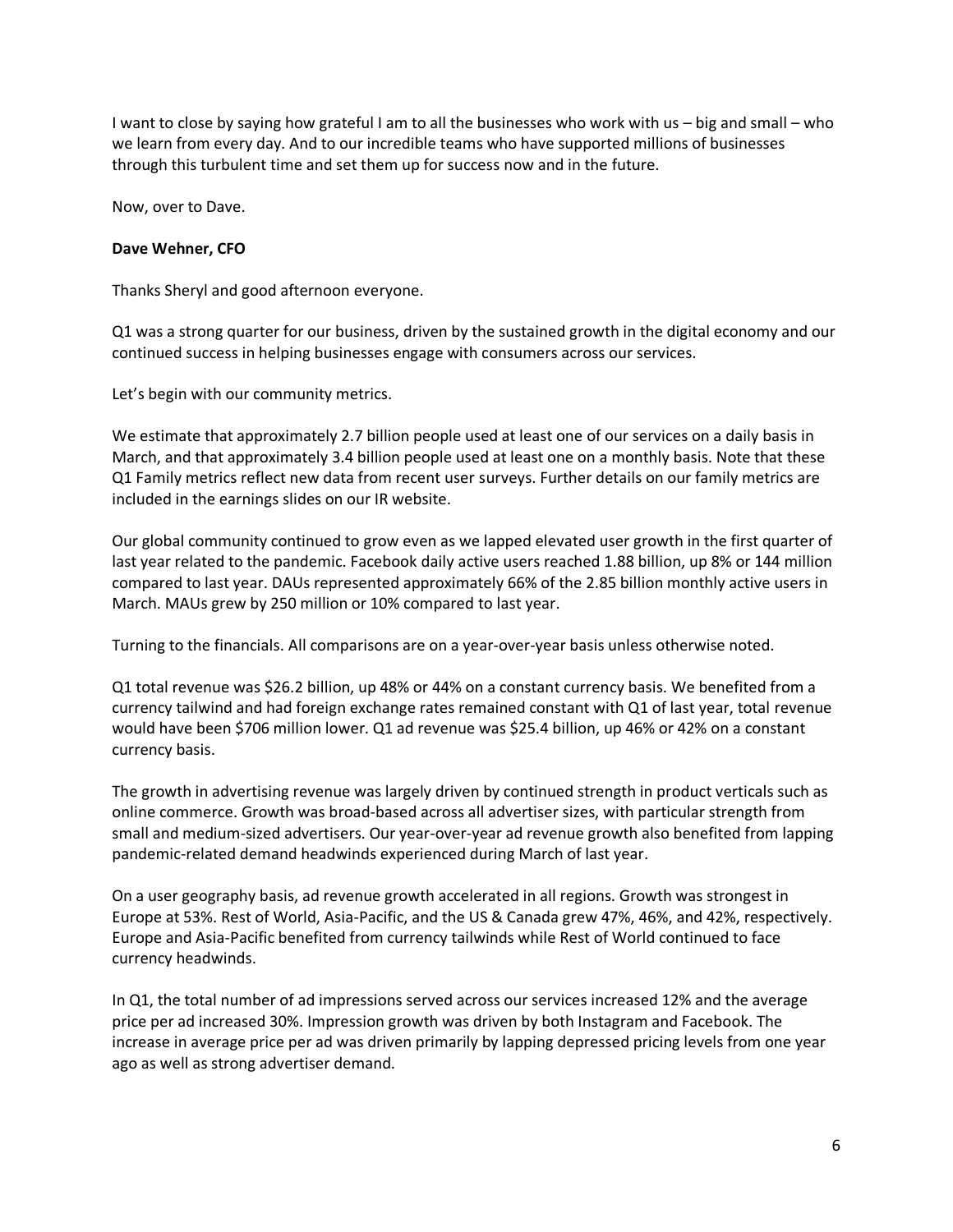I want to close by saying how grateful I am to all the businesses who work with us – big and small – who we learn from every day. And to our incredible teams who have supported millions of businesses through this turbulent time and set them up for success now and in the future.

Now, over to Dave.

**Dave Wehner, CFO**

Thanks Sheryl and good afternoon everyone.

Q1 was a strong quarter for our business, driven by the sustained growth in the digital economy and our continued success in helping businesses engage with consumers across our services.

Let's begin with our community metrics.

We estimate that approximately 2.7 billion people used at least one of our services on a daily basis in March, and that approximately 3.4 billion people used at least one on a monthly basis. Note that these Q1 Family metrics reflect new data from recent user surveys. Further details on our family metrics are included in the earnings slides on our IR website.

Our global community continued to grow even as we lapped elevated user growth in the first quarter of last year related to the pandemic. Facebook daily active users reached 1.88 billion, up 8% or 144 million compared to last year. DAUs represented approximately 66% of the 2.85 billion monthly active users in March. MAUs grew by 250 million or 10% compared to last year.

Turning to the financials. All comparisons are on a year-over-year basis unless otherwise noted.

Q1 total revenue was $26.2 billion, up 48% or 44% on a constant currency basis. We benefited from a currency tailwind and had foreign exchange rates remained constant with Q1 of last year, total revenue would have been $706 million lower. Q1 ad revenue was $25.4 billion, up 46% or 42% on a constant currency basis.

The growth in advertising revenue was largely driven by continued strength in product verticals such as online commerce. Growth was broad-based across all advertiser sizes, with particular strength from small and medium-sized advertisers. Our year-over-year ad revenue growth also benefited from lapping pandemic-related demand headwinds experienced during March of last year.

On a user geography basis, ad revenue growth accelerated in all regions. Growth was strongest in Europe at 53%. Rest of World, Asia-Pacific, and the US & Canada grew 47%, 46%, and 42%, respectively. Europe and Asia-Pacific benefited from currency tailwinds while Rest of World continued to face currency headwinds.

In Q1, the total number of ad impressions served across our services increased 12% and the average price per ad increased 30%. Impression growth was driven by both Instagram and Facebook. The increase in average price per ad was driven primarily by lapping depressed pricing levels from one year ago as well as strong advertiser demand.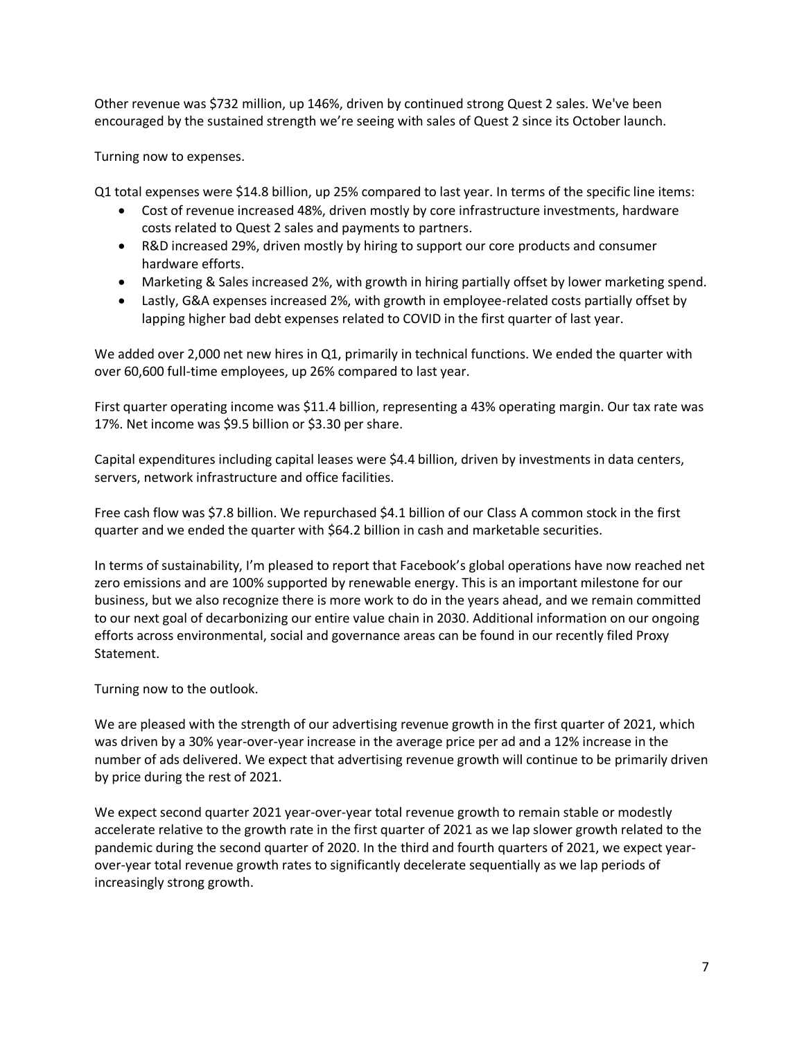Other revenue was $732 million, up 146%, driven by continued strong Quest 2 sales. We've been encouraged by the sustained strength we're seeing with sales of Quest 2 since its October launch.

Turning now to expenses.

Q1 total expenses were $14.8 billion, up 25% compared to last year. In terms of the specific line items:

- Cost of revenue increased 48%, driven mostly by core infrastructure investments, hardware costs related to Quest 2 sales and payments to partners.
- R&D increased 29%, driven mostly by hiring to support our core products and consumer hardware efforts.
- Marketing & Sales increased 2%, with growth in hiring partially offset by lower marketing spend.
- Lastly, G&A expenses increased 2%, with growth in employee-related costs partially offset by lapping higher bad debt expenses related to COVID in the first quarter of last year.

We added over 2,000 net new hires in Q1, primarily in technical functions. We ended the quarter with over 60,600 full-time employees, up 26% compared to last year.

First quarter operating income was $11.4 billion, representing a 43% operating margin. Our tax rate was 17%. Net income was $9.5 billion or $3.30 per share.

Capital expenditures including capital leases were $4.4 billion, driven by investments in data centers, servers, network infrastructure and office facilities.

Free cash flow was $7.8 billion. We repurchased $4.1 billion of our Class A common stock in the first quarter and we ended the quarter with $64.2 billion in cash and marketable securities.

In terms of sustainability, I'm pleased to report that Facebook's global operations have now reached net zero emissions and are 100% supported by renewable energy. This is an important milestone for our business, but we also recognize there is more work to do in the years ahead, and we remain committed to our next goal of decarbonizing our entire value chain in 2030. Additional information on our ongoing efforts across environmental, social and governance areas can be found in our recently filed Proxy Statement.

Turning now to the outlook.

We are pleased with the strength of our advertising revenue growth in the first quarter of 2021, which was driven by a 30% year-over-year increase in the average price per ad and a 12% increase in the number of ads delivered. We expect that advertising revenue growth will continue to be primarily driven by price during the rest of 2021.

We expect second quarter 2021 year-over-year total revenue growth to remain stable or modestly accelerate relative to the growth rate in the first quarter of 2021 as we lap slower growth related to the pandemic during the second quarter of 2020. In the third and fourth quarters of 2021, we expect year-over-year total revenue growth rates to significantly decelerate sequentially as we lap periods of increasingly strong growth.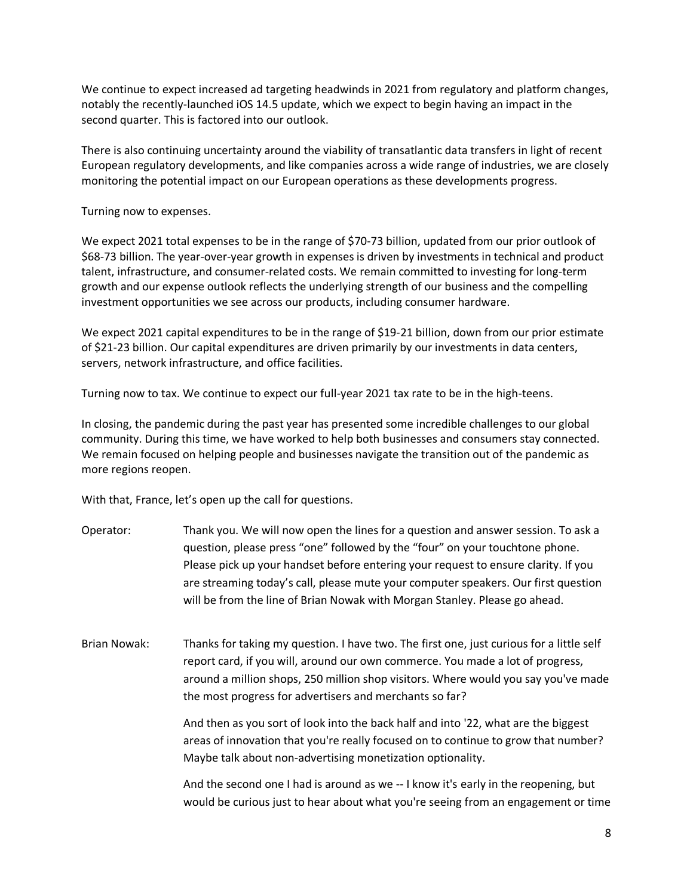We continue to expect increased ad targeting headwinds in 2021 from regulatory and platform changes, notably the recently-launched iOS 14.5 update, which we expect to begin having an impact in the second quarter. This is factored into our outlook.

There is also continuing uncertainty around the viability of transatlantic data transfers in light of recent European regulatory developments, and like companies across a wide range of industries, we are closely monitoring the potential impact on our European operations as these developments progress.

Turning now to expenses.

We expect 2021 total expenses to be in the range of $70-73 billion, updated from our prior outlook of $68-73 billion. The year-over-year growth in expenses is driven by investments in technical and product talent, infrastructure, and consumer-related costs. We remain committed to investing for long-term growth and our expense outlook reflects the underlying strength of our business and the compelling investment opportunities we see across our products, including consumer hardware.

We expect 2021 capital expenditures to be in the range of $19-21 billion, down from our prior estimate of $21-23 billion. Our capital expenditures are driven primarily by our investments in data centers, servers, network infrastructure, and office facilities.

Turning now to tax. We continue to expect our full-year 2021 tax rate to be in the high-teens.

In closing, the pandemic during the past year has presented some incredible challenges to our global community. During this time, we have worked to help both businesses and consumers stay connected. We remain focused on helping people and businesses navigate the transition out of the pandemic as more regions reopen.

With that, France, let's open up the call for questions.

Operator: Thank you. We will now open the lines for a question and answer session. To ask a question, please press "one" followed by the "four" on your touchtone phone. Please pick up your handset before entering your request to ensure clarity. If you are streaming today's call, please mute your computer speakers. Our first question will be from the line of Brian Nowak with Morgan Stanley. Please go ahead.

Brian Nowak: Thanks for taking my question. I have two. The first one, just curious for a little self report card, if you will, around our own commerce. You made a lot of progress, around a million shops, 250 million shop visitors. Where would you say you've made the most progress for advertisers and merchants so far?

And then as you sort of look into the back half and into '22, what are the biggest areas of innovation that you're really focused on to continue to grow that number? Maybe talk about non-advertising monetization optionality.

And the second one I had is around as we -- I know it's early in the reopening, but would be curious just to hear about what you're seeing from an engagement or time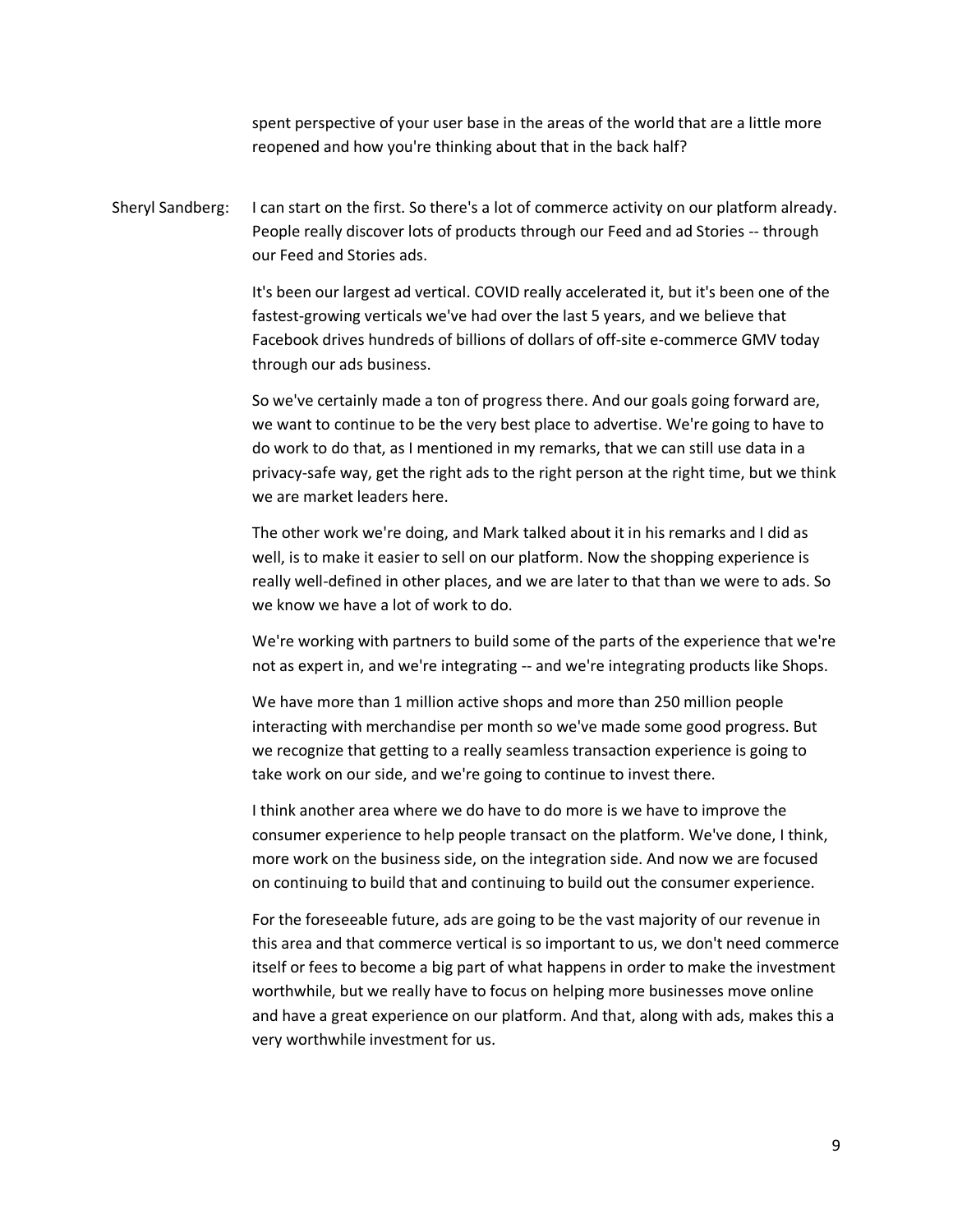spent perspective of your user base in the areas of the world that are a little more reopened and how you're thinking about that in the back half?

Sheryl Sandberg: I can start on the first. So there's a lot of commerce activity on our platform already. People really discover lots of products through our Feed and ad Stories -- through our Feed and Stories ads.

It's been our largest ad vertical. COVID really accelerated it, but it's been one of the fastest-growing verticals we've had over the last 5 years, and we believe that Facebook drives hundreds of billions of dollars of off-site e-commerce GMV today through our ads business.

So we've certainly made a ton of progress there. And our goals going forward are, we want to continue to be the very best place to advertise. We're going to have to do work to do that, as I mentioned in my remarks, that we can still use data in a privacy-safe way, get the right ads to the right person at the right time, but we think we are market leaders here.

The other work we're doing, and Mark talked about it in his remarks and I did as well, is to make it easier to sell on our platform. Now the shopping experience is really well-defined in other places, and we are later to that than we were to ads. So we know we have a lot of work to do.

We're working with partners to build some of the parts of the experience that we're not as expert in, and we're integrating -- and we're integrating products like Shops.

We have more than 1 million active shops and more than 250 million people interacting with merchandise per month so we've made some good progress. But we recognize that getting to a really seamless transaction experience is going to take work on our side, and we're going to continue to invest there.

I think another area where we do have to do more is we have to improve the consumer experience to help people transact on the platform. We've done, I think, more work on the business side, on the integration side. And now we are focused on continuing to build that and continuing to build out the consumer experience.

For the foreseeable future, ads are going to be the vast majority of our revenue in this area and that commerce vertical is so important to us, we don't need commerce itself or fees to become a big part of what happens in order to make the investment worthwhile, but we really have to focus on helping more businesses move online and have a great experience on our platform. And that, along with ads, makes this a very worthwhile investment for us.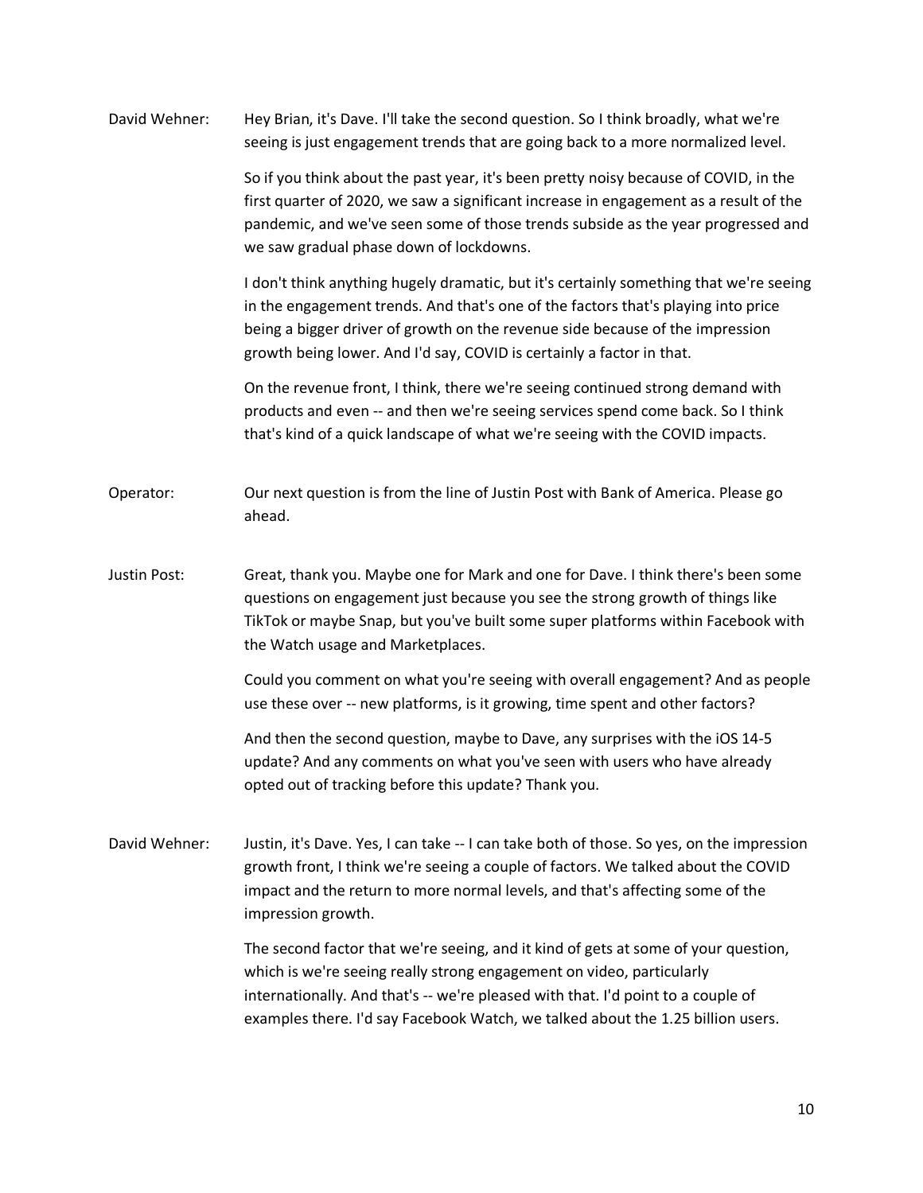David Wehner: Hey Brian, it's Dave. I'll take the second question. So I think broadly, what we're seeing is just engagement trends that are going back to a more normalized level.

So if you think about the past year, it's been pretty noisy because of COVID, in the first quarter of 2020, we saw a significant increase in engagement as a result of the pandemic, and we've seen some of those trends subside as the year progressed and we saw gradual phase down of lockdowns.

I don't think anything hugely dramatic, but it's certainly something that we're seeing in the engagement trends. And that's one of the factors that's playing into price being a bigger driver of growth on the revenue side because of the impression growth being lower. And I'd say, COVID is certainly a factor in that.

On the revenue front, I think, there we're seeing continued strong demand with products and even -- and then we're seeing services spend come back. So I think that's kind of a quick landscape of what we're seeing with the COVID impacts.

Operator: Our next question is from the line of Justin Post with Bank of America. Please go ahead.

Justin Post: Great, thank you. Maybe one for Mark and one for Dave. I think there's been some questions on engagement just because you see the strong growth of things like TikTok or maybe Snap, but you've built some super platforms within Facebook with the Watch usage and Marketplaces.

Could you comment on what you're seeing with overall engagement? And as people use these over -- new platforms, is it growing, time spent and other factors?

And then the second question, maybe to Dave, any surprises with the iOS 14-5 update? And any comments on what you've seen with users who have already opted out of tracking before this update? Thank you.

David Wehner: Justin, it's Dave. Yes, I can take -- I can take both of those. So yes, on the impression growth front, I think we're seeing a couple of factors. We talked about the COVID impact and the return to more normal levels, and that's affecting some of the impression growth.

The second factor that we're seeing, and it kind of gets at some of your question, which is we're seeing really strong engagement on video, particularly internationally. And that's -- we're pleased with that. I'd point to a couple of examples there. I'd say Facebook Watch, we talked about the 1.25 billion users.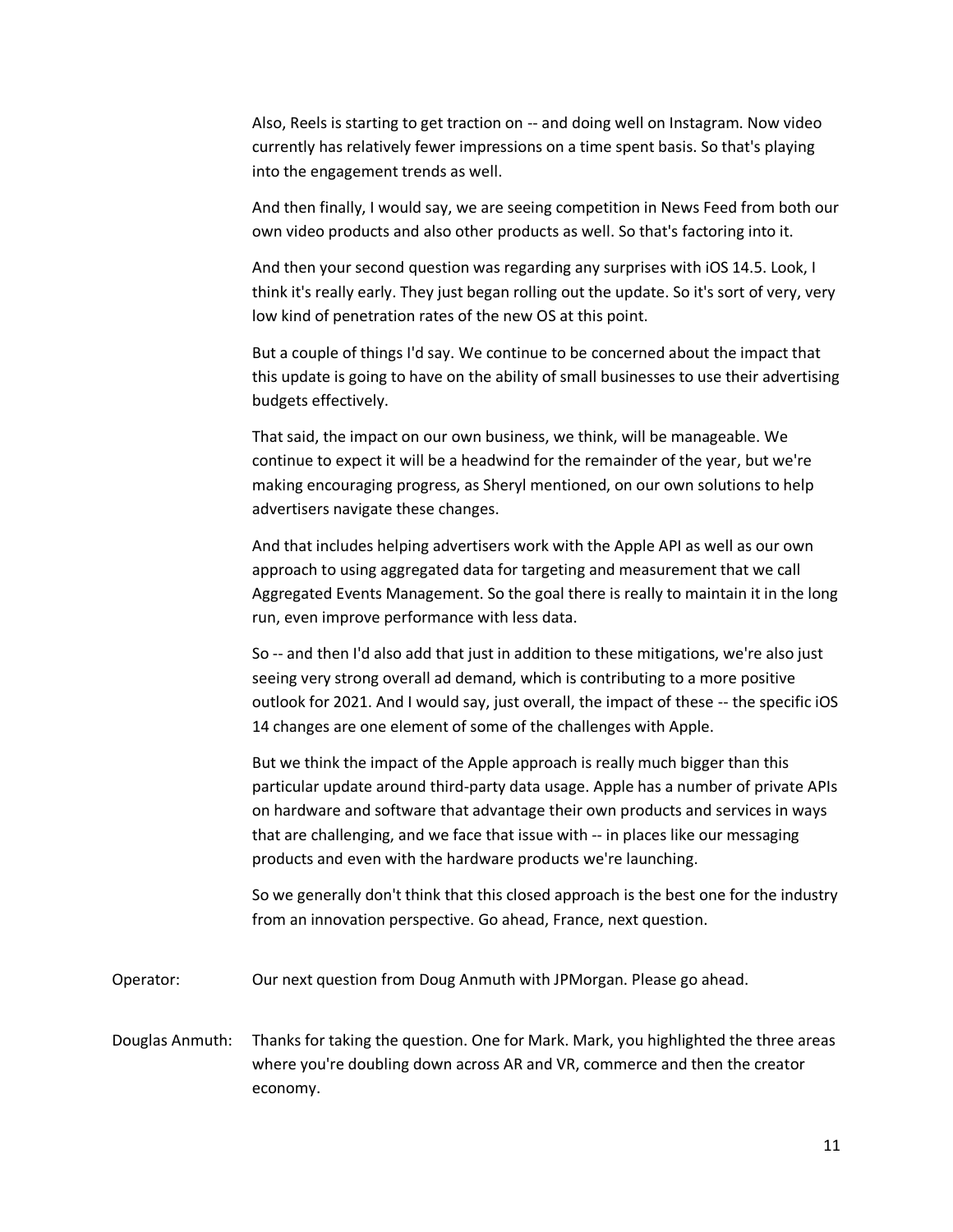Also, Reels is starting to get traction on -- and doing well on Instagram. Now video currently has relatively fewer impressions on a time spent basis. So that's playing into the engagement trends as well.

And then finally, I would say, we are seeing competition in News Feed from both our own video products and also other products as well. So that's factoring into it.

And then your second question was regarding any surprises with iOS 14.5. Look, I think it's really early. They just began rolling out the update. So it's sort of very, very low kind of penetration rates of the new OS at this point.

But a couple of things I'd say. We continue to be concerned about the impact that this update is going to have on the ability of small businesses to use their advertising budgets effectively.

That said, the impact on our own business, we think, will be manageable. We continue to expect it will be a headwind for the remainder of the year, but we're making encouraging progress, as Sheryl mentioned, on our own solutions to help advertisers navigate these changes.

And that includes helping advertisers work with the Apple API as well as our own approach to using aggregated data for targeting and measurement that we call Aggregated Events Management. So the goal there is really to maintain it in the long run, even improve performance with less data.

So -- and then I'd also add that just in addition to these mitigations, we're also just seeing very strong overall ad demand, which is contributing to a more positive outlook for 2021. And I would say, just overall, the impact of these -- the specific iOS 14 changes are one element of some of the challenges with Apple.

But we think the impact of the Apple approach is really much bigger than this particular update around third-party data usage. Apple has a number of private APIs on hardware and software that advantage their own products and services in ways that are challenging, and we face that issue with -- in places like our messaging products and even with the hardware products we're launching.

So we generally don't think that this closed approach is the best one for the industry from an innovation perspective. Go ahead, France, next question.

Operator: Our next question from Doug Anmuth with JPMorgan. Please go ahead.

Douglas Anmuth: Thanks for taking the question. One for Mark. Mark, you highlighted the three areas where you're doubling down across AR and VR, commerce and then the creator economy.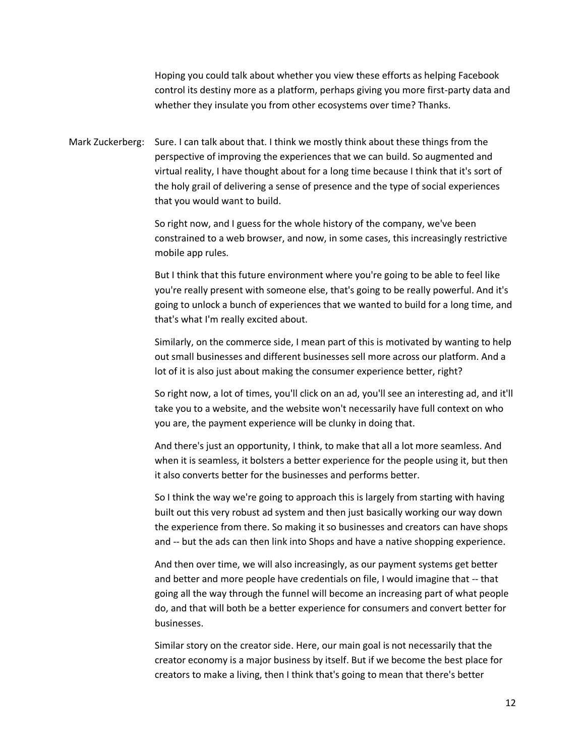Hoping you could talk about whether you view these efforts as helping Facebook control its destiny more as a platform, perhaps giving you more first-party data and whether they insulate you from other ecosystems over time? Thanks.

Mark Zuckerberg: Sure. I can talk about that. I think we mostly think about these things from the perspective of improving the experiences that we can build. So augmented and virtual reality, I have thought about for a long time because I think that it's sort of the holy grail of delivering a sense of presence and the type of social experiences that you would want to build.

So right now, and I guess for the whole history of the company, we've been constrained to a web browser, and now, in some cases, this increasingly restrictive mobile app rules.

But I think that this future environment where you're going to be able to feel like you're really present with someone else, that's going to be really powerful. And it's going to unlock a bunch of experiences that we wanted to build for a long time, and that's what I'm really excited about.

Similarly, on the commerce side, I mean part of this is motivated by wanting to help out small businesses and different businesses sell more across our platform. And a lot of it is also just about making the consumer experience better, right?

So right now, a lot of times, you'll click on an ad, you'll see an interesting ad, and it'll take you to a website, and the website won't necessarily have full context on who you are, the payment experience will be clunky in doing that.

And there's just an opportunity, I think, to make that all a lot more seamless. And when it is seamless, it bolsters a better experience for the people using it, but then it also converts better for the businesses and performs better.

So I think the way we're going to approach this is largely from starting with having built out this very robust ad system and then just basically working our way down the experience from there. So making it so businesses and creators can have shops and -- but the ads can then link into Shops and have a native shopping experience.

And then over time, we will also increasingly, as our payment systems get better and better and more people have credentials on file, I would imagine that -- that going all the way through the funnel will become an increasing part of what people do, and that will both be a better experience for consumers and convert better for businesses.

Similar story on the creator side. Here, our main goal is not necessarily that the creator economy is a major business by itself. But if we become the best place for creators to make a living, then I think that's going to mean that there's better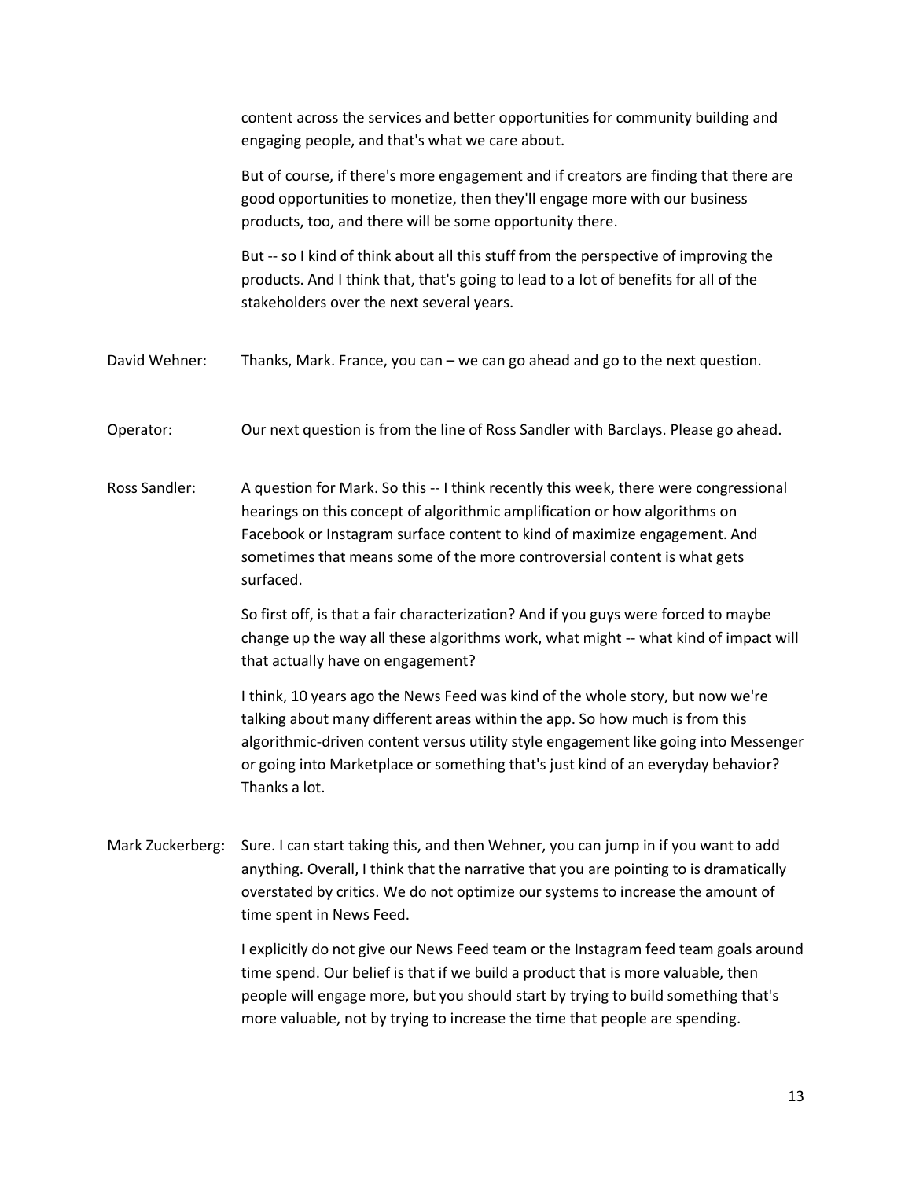content across the services and better opportunities for community building and engaging people, and that's what we care about.

But of course, if there's more engagement and if creators are finding that there are good opportunities to monetize, then they'll engage more with our business products, too, and there will be some opportunity there.

But -- so I kind of think about all this stuff from the perspective of improving the products. And I think that, that's going to lead to a lot of benefits for all of the stakeholders over the next several years.

David Wehner: Thanks, Mark. France, you can – we can go ahead and go to the next question.

Operator: Our next question is from the line of Ross Sandler with Barclays. Please go ahead.

Ross Sandler: A question for Mark. So this -- I think recently this week, there were congressional hearings on this concept of algorithmic amplification or how algorithms on Facebook or Instagram surface content to kind of maximize engagement. And sometimes that means some of the more controversial content is what gets surfaced.

So first off, is that a fair characterization? And if you guys were forced to maybe change up the way all these algorithms work, what might -- what kind of impact will that actually have on engagement?

I think, 10 years ago the News Feed was kind of the whole story, but now we're talking about many different areas within the app. So how much is from this algorithmic-driven content versus utility style engagement like going into Messenger or going into Marketplace or something that's just kind of an everyday behavior? Thanks a lot.

Mark Zuckerberg: Sure. I can start taking this, and then Wehner, you can jump in if you want to add anything. Overall, I think that the narrative that you are pointing to is dramatically overstated by critics. We do not optimize our systems to increase the amount of time spent in News Feed.

I explicitly do not give our News Feed team or the Instagram feed team goals around time spend. Our belief is that if we build a product that is more valuable, then people will engage more, but you should start by trying to build something that's more valuable, not by trying to increase the time that people are spending.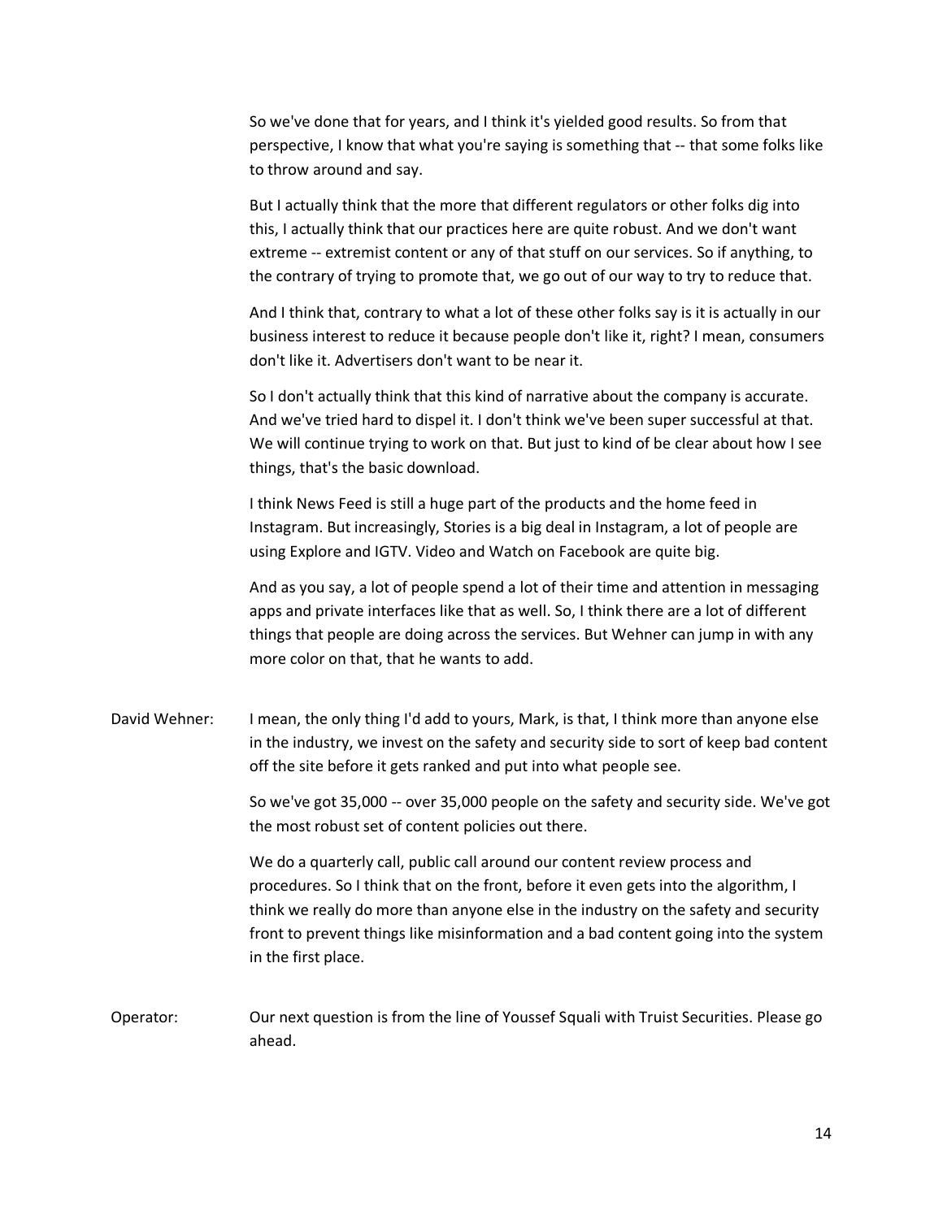So we've done that for years, and I think it's yielded good results. So from that perspective, I know that what you're saying is something that -- that some folks like to throw around and say.

But I actually think that the more that different regulators or other folks dig into this, I actually think that our practices here are quite robust. And we don't want extreme -- extremist content or any of that stuff on our services. So if anything, to the contrary of trying to promote that, we go out of our way to try to reduce that.

And I think that, contrary to what a lot of these other folks say is it is actually in our business interest to reduce it because people don't like it, right? I mean, consumers don't like it. Advertisers don't want to be near it.

So I don't actually think that this kind of narrative about the company is accurate. And we've tried hard to dispel it. I don't think we've been super successful at that. We will continue trying to work on that. But just to kind of be clear about how I see things, that's the basic download.

I think News Feed is still a huge part of the products and the home feed in Instagram. But increasingly, Stories is a big deal in Instagram, a lot of people are using Explore and IGTV. Video and Watch on Facebook are quite big.

And as you say, a lot of people spend a lot of their time and attention in messaging apps and private interfaces like that as well. So, I think there are a lot of different things that people are doing across the services. But Wehner can jump in with any more color on that, that he wants to add.

David Wehner: I mean, the only thing I'd add to yours, Mark, is that, I think more than anyone else in the industry, we invest on the safety and security side to sort of keep bad content off the site before it gets ranked and put into what people see.

So we've got 35,000 -- over 35,000 people on the safety and security side. We've got the most robust set of content policies out there.

We do a quarterly call, public call around our content review process and procedures. So I think that on the front, before it even gets into the algorithm, I think we really do more than anyone else in the industry on the safety and security front to prevent things like misinformation and a bad content going into the system in the first place.

Operator: Our next question is from the line of Youssef Squali with Truist Securities. Please go ahead.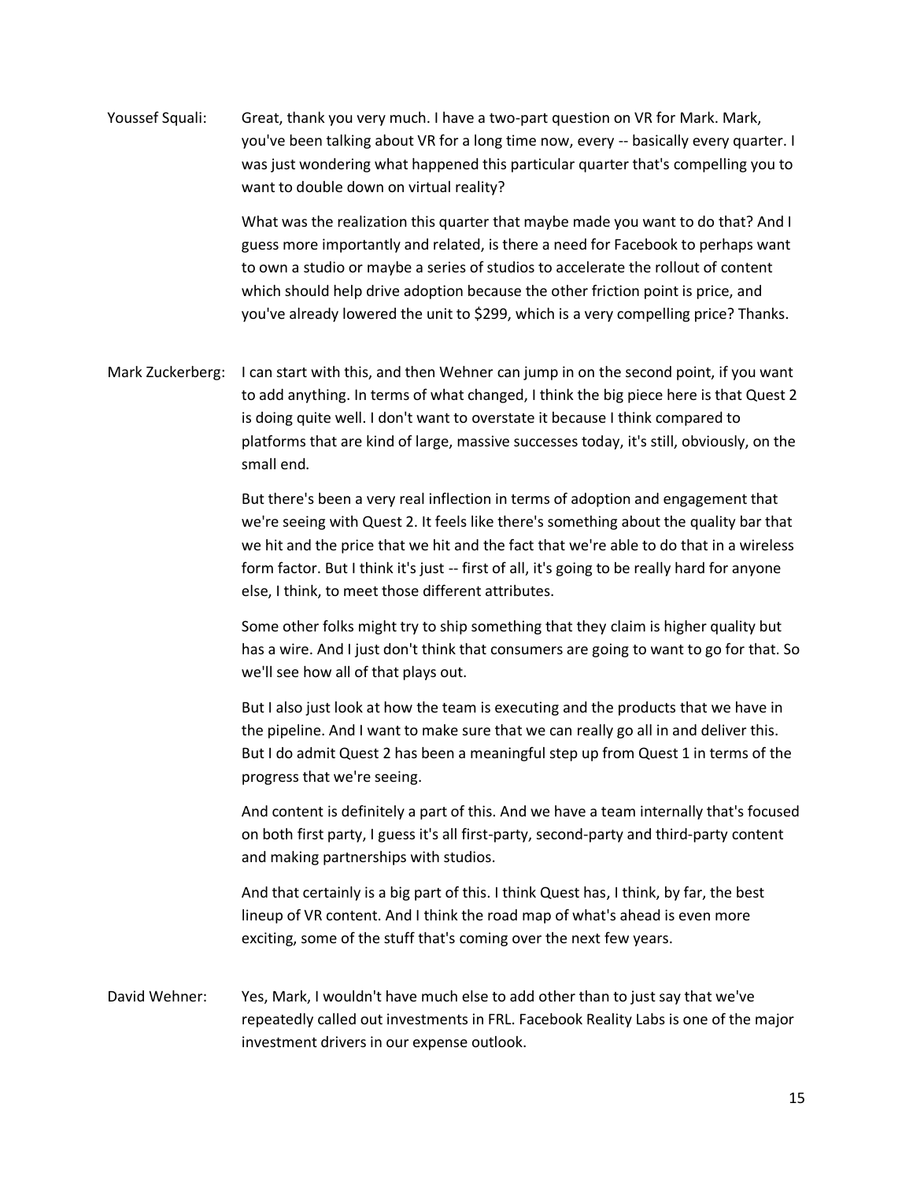**Youssef Squali:** Great, thank you very much. I have a two-part question on VR for Mark. Mark, you've been talking about VR for a long time now, every -- basically every quarter. I was just wondering what happened this particular quarter that's compelling you to want to double down on virtual reality?

What was the realization this quarter that maybe made you want to do that? And I guess more importantly and related, is there a need for Facebook to perhaps want to own a studio or maybe a series of studios to accelerate the rollout of content which should help drive adoption because the other friction point is price, and you've already lowered the unit to $299, which is a very compelling price? Thanks.

**Mark Zuckerberg:** I can start with this, and then Wehner can jump in on the second point, if you want to add anything. In terms of what changed, I think the big piece here is that Quest 2 is doing quite well. I don't want to overstate it because I think compared to platforms that are kind of large, massive successes today, it's still, obviously, on the small end.

But there's been a very real inflection in terms of adoption and engagement that we're seeing with Quest 2. It feels like there's something about the quality bar that we hit and the price that we hit and the fact that we're able to do that in a wireless form factor. But I think it's just -- first of all, it's going to be really hard for anyone else, I think, to meet those different attributes.

Some other folks might try to ship something that they claim is higher quality but has a wire. And I just don't think that consumers are going to want to go for that. So we'll see how all of that plays out.

But I also just look at how the team is executing and the products that we have in the pipeline. And I want to make sure that we can really go all in and deliver this. But I do admit Quest 2 has been a meaningful step up from Quest 1 in terms of the progress that we're seeing.

And content is definitely a part of this. And we have a team internally that's focused on both first party, I guess it's all first-party, second-party and third-party content and making partnerships with studios.

And that certainly is a big part of this. I think Quest has, I think, by far, the best lineup of VR content. And I think the road map of what's ahead is even more exciting, some of the stuff that's coming over the next few years.

**David Wehner:** Yes, Mark, I wouldn't have much else to add other than to just say that we've repeatedly called out investments in FRL. Facebook Reality Labs is one of the major investment drivers in our expense outlook.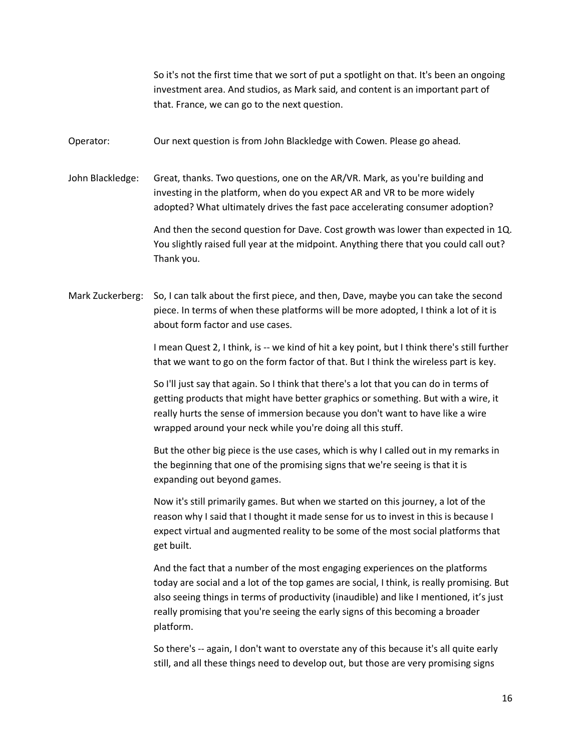So it's not the first time that we sort of put a spotlight on that. It's been an ongoing investment area. And studios, as Mark said, and content is an important part of that. France, we can go to the next question.

Operator: Our next question is from John Blackledge with Cowen. Please go ahead.

John Blackledge: Great, thanks. Two questions, one on the AR/VR. Mark, as you're building and investing in the platform, when do you expect AR and VR to be more widely adopted? What ultimately drives the fast pace accelerating consumer adoption?

And then the second question for Dave. Cost growth was lower than expected in 1Q. You slightly raised full year at the midpoint. Anything there that you could call out? Thank you.

Mark Zuckerberg: So, I can talk about the first piece, and then, Dave, maybe you can take the second piece. In terms of when these platforms will be more adopted, I think a lot of it is about form factor and use cases.

I mean Quest 2, I think, is -- we kind of hit a key point, but I think there's still further that we want to go on the form factor of that. But I think the wireless part is key.

So I'll just say that again. So I think that there's a lot that you can do in terms of getting products that might have better graphics or something. But with a wire, it really hurts the sense of immersion because you don't want to have like a wire wrapped around your neck while you're doing all this stuff.

But the other big piece is the use cases, which is why I called out in my remarks in the beginning that one of the promising signs that we're seeing is that it is expanding out beyond games.

Now it's still primarily games. But when we started on this journey, a lot of the reason why I said that I thought it made sense for us to invest in this is because I expect virtual and augmented reality to be some of the most social platforms that get built.

And the fact that a number of the most engaging experiences on the platforms today are social and a lot of the top games are social, I think, is really promising. But also seeing things in terms of productivity (inaudible) and like I mentioned, it's just really promising that you're seeing the early signs of this becoming a broader platform.

So there's -- again, I don't want to overstate any of this because it's all quite early still, and all these things need to develop out, but those are very promising signs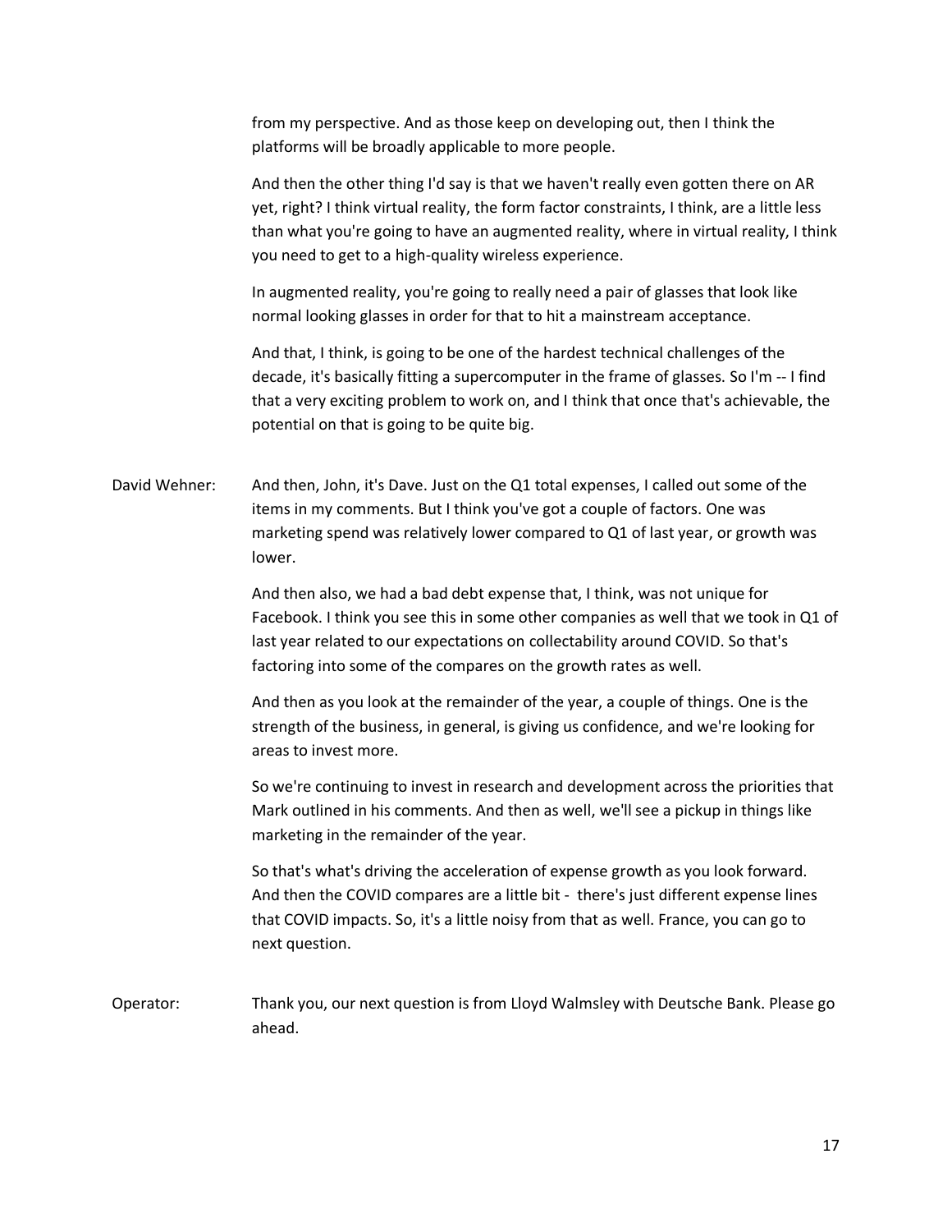from my perspective. And as those keep on developing out, then I think the platforms will be broadly applicable to more people.

And then the other thing I'd say is that we haven't really even gotten there on AR yet, right? I think virtual reality, the form factor constraints, I think, are a little less than what you're going to have an augmented reality, where in virtual reality, I think you need to get to a high-quality wireless experience.

In augmented reality, you're going to really need a pair of glasses that look like normal looking glasses in order for that to hit a mainstream acceptance.

And that, I think, is going to be one of the hardest technical challenges of the decade, it's basically fitting a supercomputer in the frame of glasses. So I'm -- I find that a very exciting problem to work on, and I think that once that's achievable, the potential on that is going to be quite big.

David Wehner: And then, John, it's Dave. Just on the Q1 total expenses, I called out some of the items in my comments. But I think you've got a couple of factors. One was marketing spend was relatively lower compared to Q1 of last year, or growth was lower.

And then also, we had a bad debt expense that, I think, was not unique for Facebook. I think you see this in some other companies as well that we took in Q1 of last year related to our expectations on collectability around COVID. So that's factoring into some of the compares on the growth rates as well.

And then as you look at the remainder of the year, a couple of things. One is the strength of the business, in general, is giving us confidence, and we're looking for areas to invest more.

So we're continuing to invest in research and development across the priorities that Mark outlined in his comments. And then as well, we'll see a pickup in things like marketing in the remainder of the year.

So that's what's driving the acceleration of expense growth as you look forward. And then the COVID compares are a little bit - there's just different expense lines that COVID impacts. So, it's a little noisy from that as well. France, you can go to next question.

Operator: Thank you, our next question is from Lloyd Walmsley with Deutsche Bank. Please go ahead.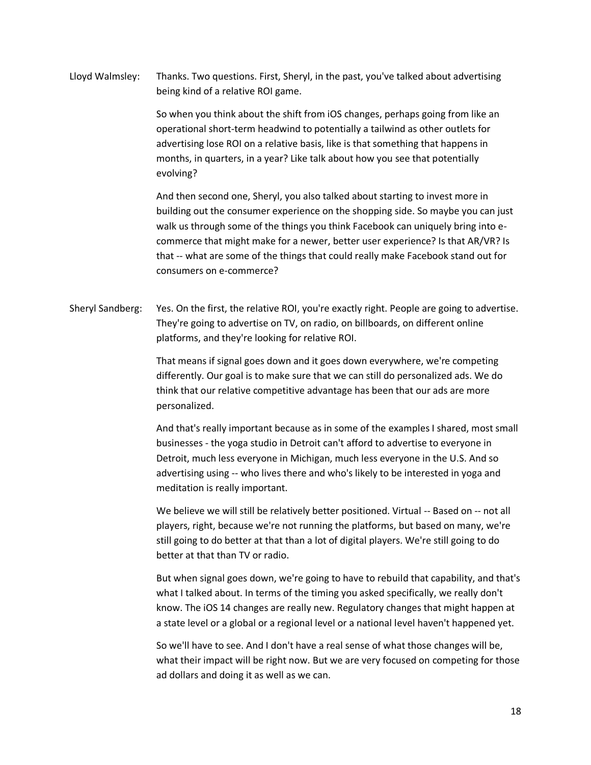Lloyd Walmsley: Thanks. Two questions. First, Sheryl, in the past, you've talked about advertising being kind of a relative ROI game.

So when you think about the shift from iOS changes, perhaps going from like an operational short-term headwind to potentially a tailwind as other outlets for advertising lose ROI on a relative basis, like is that something that happens in months, in quarters, in a year? Like talk about how you see that potentially evolving?

And then second one, Sheryl, you also talked about starting to invest more in building out the consumer experience on the shopping side. So maybe you can just walk us through some of the things you think Facebook can uniquely bring into e-commerce that might make for a newer, better user experience? Is that AR/VR? Is that -- what are some of the things that could really make Facebook stand out for consumers on e-commerce?

Sheryl Sandberg: Yes. On the first, the relative ROI, you're exactly right. People are going to advertise. They're going to advertise on TV, on radio, on billboards, on different online platforms, and they're looking for relative ROI.

That means if signal goes down and it goes down everywhere, we're competing differently. Our goal is to make sure that we can still do personalized ads. We do think that our relative competitive advantage has been that our ads are more personalized.

And that's really important because as in some of the examples I shared, most small businesses - the yoga studio in Detroit can't afford to advertise to everyone in Detroit, much less everyone in Michigan, much less everyone in the U.S. And so advertising using -- who lives there and who's likely to be interested in yoga and meditation is really important.

We believe we will still be relatively better positioned. Virtual -- Based on -- not all players, right, because we're not running the platforms, but based on many, we're still going to do better at that than a lot of digital players. We're still going to do better at that than TV or radio.

But when signal goes down, we're going to have to rebuild that capability, and that's what I talked about. In terms of the timing you asked specifically, we really don't know. The iOS 14 changes are really new. Regulatory changes that might happen at a state level or a global or a regional level or a national level haven't happened yet.

So we'll have to see. And I don't have a real sense of what those changes will be, what their impact will be right now. But we are very focused on competing for those ad dollars and doing it as well as we can.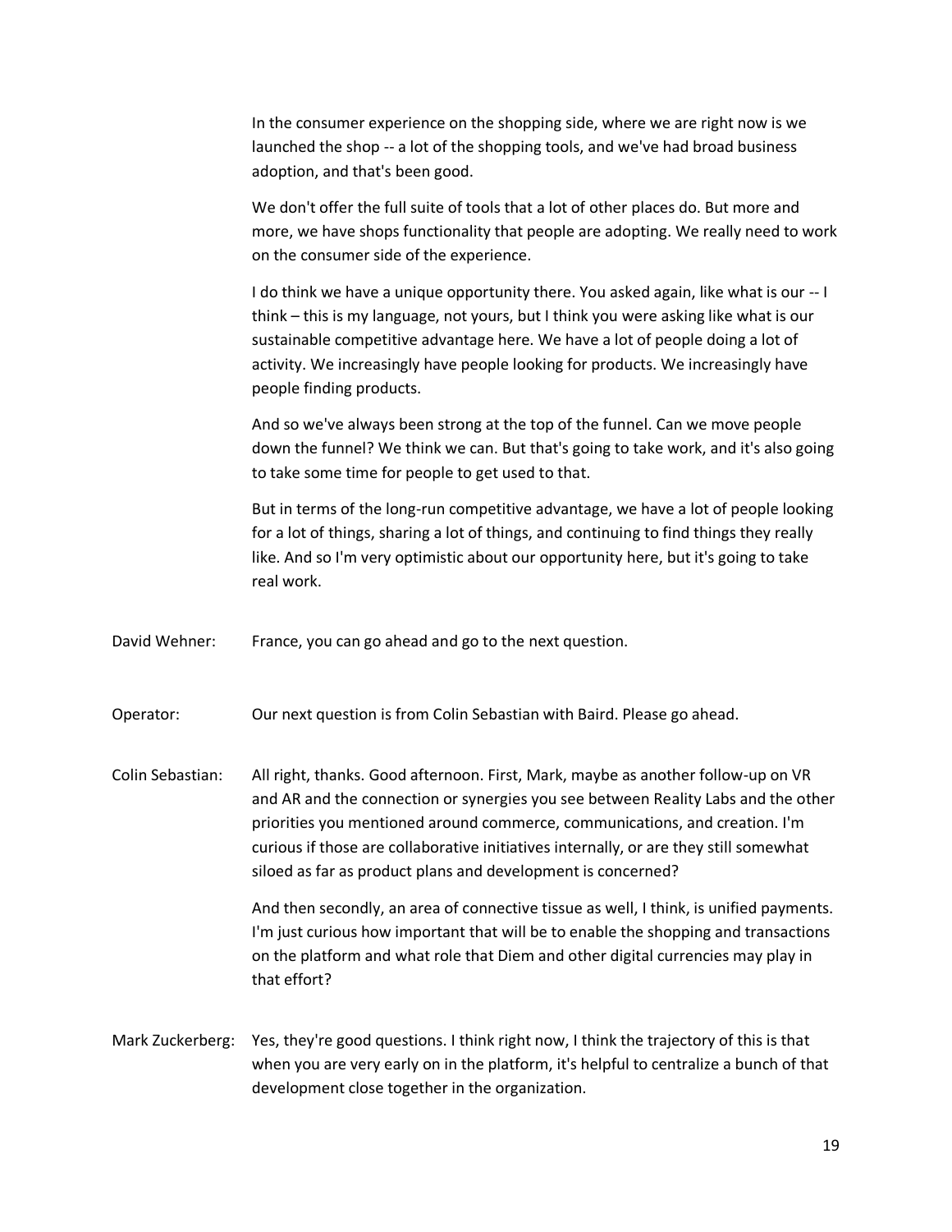In the consumer experience on the shopping side, where we are right now is we launched the shop -- a lot of the shopping tools, and we've had broad business adoption, and that's been good.

We don't offer the full suite of tools that a lot of other places do. But more and more, we have shops functionality that people are adopting. We really need to work on the consumer side of the experience.

I do think we have a unique opportunity there. You asked again, like what is our -- I think – this is my language, not yours, but I think you were asking like what is our sustainable competitive advantage here. We have a lot of people doing a lot of activity. We increasingly have people looking for products. We increasingly have people finding products.

And so we've always been strong at the top of the funnel. Can we move people down the funnel? We think we can. But that's going to take work, and it's also going to take some time for people to get used to that.

But in terms of the long-run competitive advantage, we have a lot of people looking for a lot of things, sharing a lot of things, and continuing to find things they really like. And so I'm very optimistic about our opportunity here, but it's going to take real work.

David Wehner: France, you can go ahead and go to the next question.

Operator: Our next question is from Colin Sebastian with Baird. Please go ahead.

Colin Sebastian: All right, thanks. Good afternoon. First, Mark, maybe as another follow-up on VR and AR and the connection or synergies you see between Reality Labs and the other priorities you mentioned around commerce, communications, and creation. I'm curious if those are collaborative initiatives internally, or are they still somewhat siloed as far as product plans and development is concerned?

And then secondly, an area of connective tissue as well, I think, is unified payments. I'm just curious how important that will be to enable the shopping and transactions on the platform and what role that Diem and other digital currencies may play in that effort?

Mark Zuckerberg: Yes, they're good questions. I think right now, I think the trajectory of this is that when you are very early on in the platform, it's helpful to centralize a bunch of that development close together in the organization.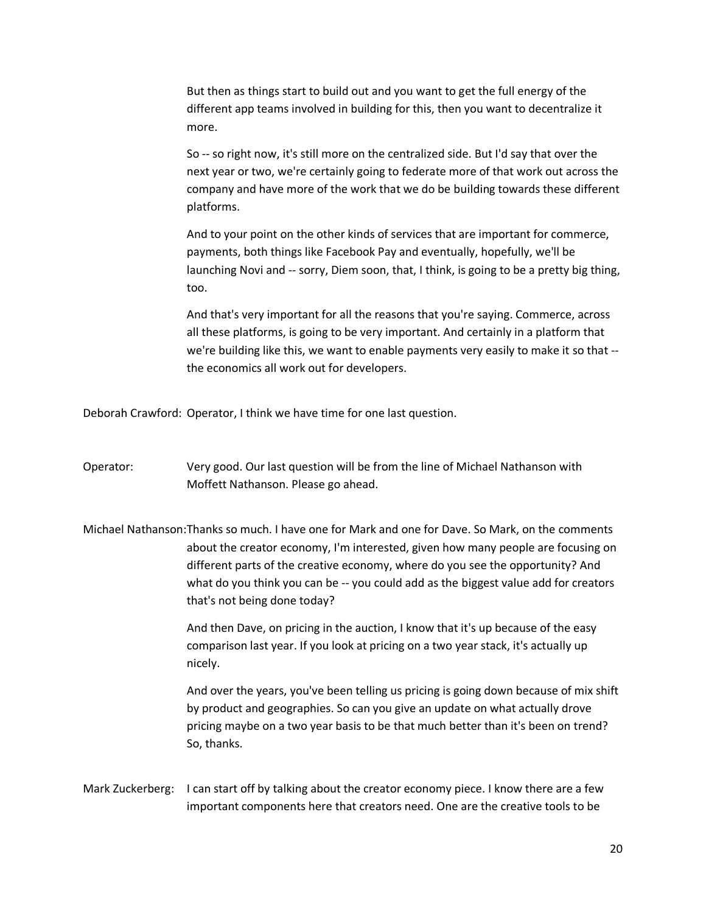But then as things start to build out and you want to get the full energy of the different app teams involved in building for this, then you want to decentralize it more.

So -- so right now, it's still more on the centralized side. But I'd say that over the next year or two, we're certainly going to federate more of that work out across the company and have more of the work that we do be building towards these different platforms.

And to your point on the other kinds of services that are important for commerce, payments, both things like Facebook Pay and eventually, hopefully, we'll be launching Novi and -- sorry, Diem soon, that, I think, is going to be a pretty big thing, too.

And that's very important for all the reasons that you're saying. Commerce, across all these platforms, is going to be very important. And certainly in a platform that we're building like this, we want to enable payments very easily to make it so that -- the economics all work out for developers.

Deborah Crawford: Operator, I think we have time for one last question.

Operator: Very good. Our last question will be from the line of Michael Nathanson with Moffett Nathanson. Please go ahead.

Michael Nathanson: Thanks so much. I have one for Mark and one for Dave. So Mark, on the comments about the creator economy, I'm interested, given how many people are focusing on different parts of the creative economy, where do you see the opportunity? And what do you think you can be -- you could add as the biggest value add for creators that's not being done today?

And then Dave, on pricing in the auction, I know that it's up because of the easy comparison last year. If you look at pricing on a two year stack, it's actually up nicely.

And over the years, you've been telling us pricing is going down because of mix shift by product and geographies. So can you give an update on what actually drove pricing maybe on a two year basis to be that much better than it's been on trend? So, thanks.

Mark Zuckerberg: I can start off by talking about the creator economy piece. I know there are a few important components here that creators need. One are the creative tools to be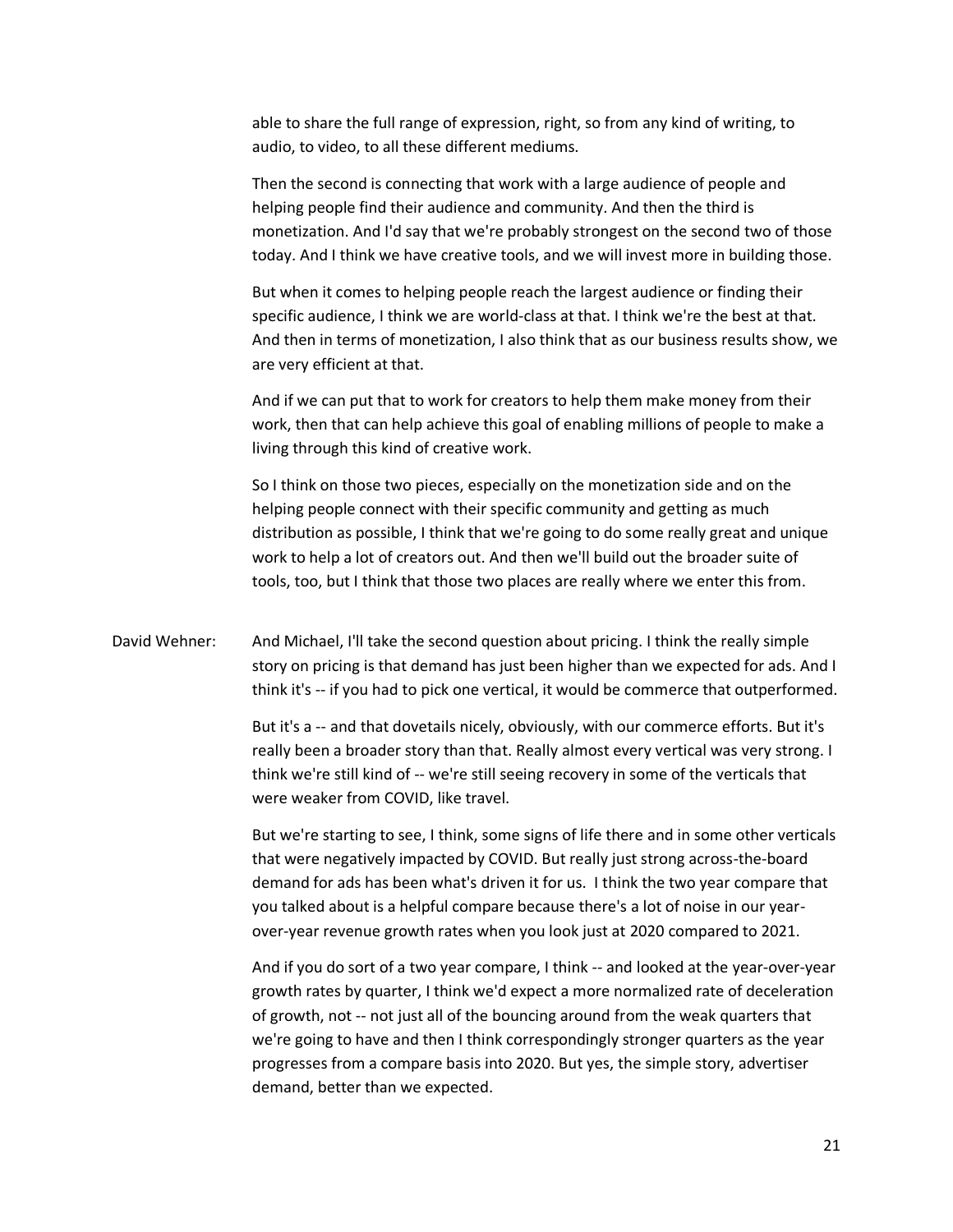able to share the full range of expression, right, so from any kind of writing, to audio, to video, to all these different mediums.

Then the second is connecting that work with a large audience of people and helping people find their audience and community. And then the third is monetization. And I'd say that we're probably strongest on the second two of those today. And I think we have creative tools, and we will invest more in building those.

But when it comes to helping people reach the largest audience or finding their specific audience, I think we are world-class at that. I think we're the best at that. And then in terms of monetization, I also think that as our business results show, we are very efficient at that.

And if we can put that to work for creators to help them make money from their work, then that can help achieve this goal of enabling millions of people to make a living through this kind of creative work.

So I think on those two pieces, especially on the monetization side and on the helping people connect with their specific community and getting as much distribution as possible, I think that we're going to do some really great and unique work to help a lot of creators out. And then we'll build out the broader suite of tools, too, but I think that those two places are really where we enter this from.

David Wehner: And Michael, I'll take the second question about pricing. I think the really simple story on pricing is that demand has just been higher than we expected for ads. And I think it's -- if you had to pick one vertical, it would be commerce that outperformed.

But it's a -- and that dovetails nicely, obviously, with our commerce efforts. But it's really been a broader story than that. Really almost every vertical was very strong. I think we're still kind of -- we're still seeing recovery in some of the verticals that were weaker from COVID, like travel.

But we're starting to see, I think, some signs of life there and in some other verticals that were negatively impacted by COVID. But really just strong across-the-board demand for ads has been what's driven it for us. I think the two year compare that you talked about is a helpful compare because there's a lot of noise in our year-over-year revenue growth rates when you look just at 2020 compared to 2021.

And if you do sort of a two year compare, I think -- and looked at the year-over-year growth rates by quarter, I think we'd expect a more normalized rate of deceleration of growth, not -- not just all of the bouncing around from the weak quarters that we're going to have and then I think correspondingly stronger quarters as the year progresses from a compare basis into 2020. But yes, the simple story, advertiser demand, better than we expected.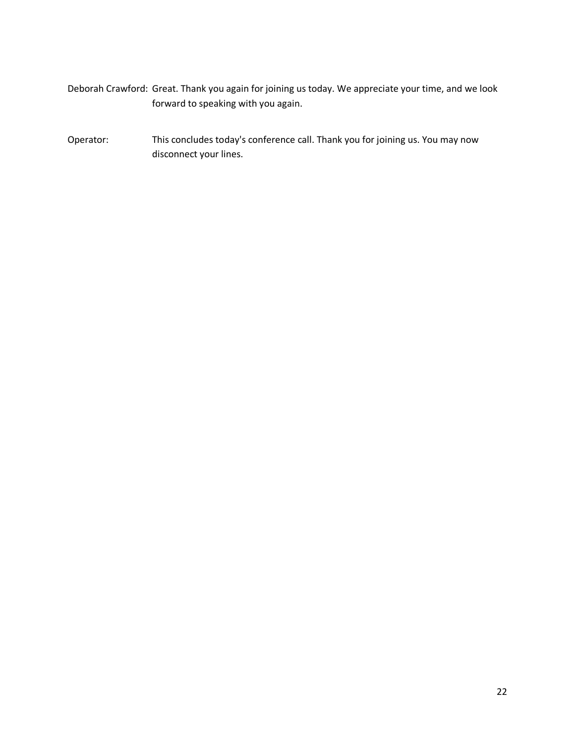Deborah Crawford: Great. Thank you again for joining us today. We appreciate your time, and we look forward to speaking with you again.

Operator: This concludes today's conference call. Thank you for joining us. You may now disconnect your lines.